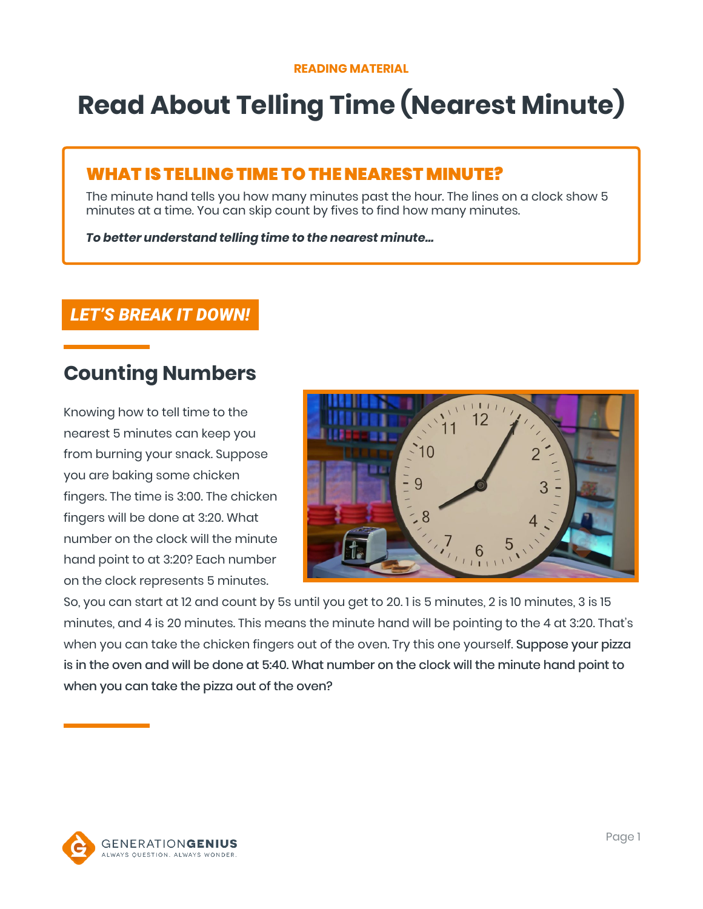READING MATERIAL

# Read About Telling Time (Nearest Minute)

## WHAT IS TELLING TIME TO THE NEAREST MINUTE?

The minute hand tells you how many minutes past the hour. The lines on a clock show 5 minutes at a time. You can skip count by fives to find how many minutes.

***To better understand telling time to the nearest minute…***

**LET'S BREAK IT DOWN!**

## Counting Numbers

Knowing how to tell time to the nearest 5 minutes can keep you from burning your snack. Suppose you are baking some chicken fingers. The time is 3:00. The chicken fingers will be done at 3:20. What number on the clock will the minute hand point to at 3:20? Each number on the clock represents 5 minutes. So, you can start at 12 and count by 5s until you get to 20. 1 is 5 minutes, 2 is 10 minutes, 3 is 15 minutes, and 4 is 20 minutes. This means the minute hand will be pointing to the 4 at 3:20. That's when you can take the chicken fingers out of the oven. Try this one yourself. Suppose your pizza is in the oven and will be done at 5:40. What number on the clock will the minute hand point to when you can take the pizza out of the oven?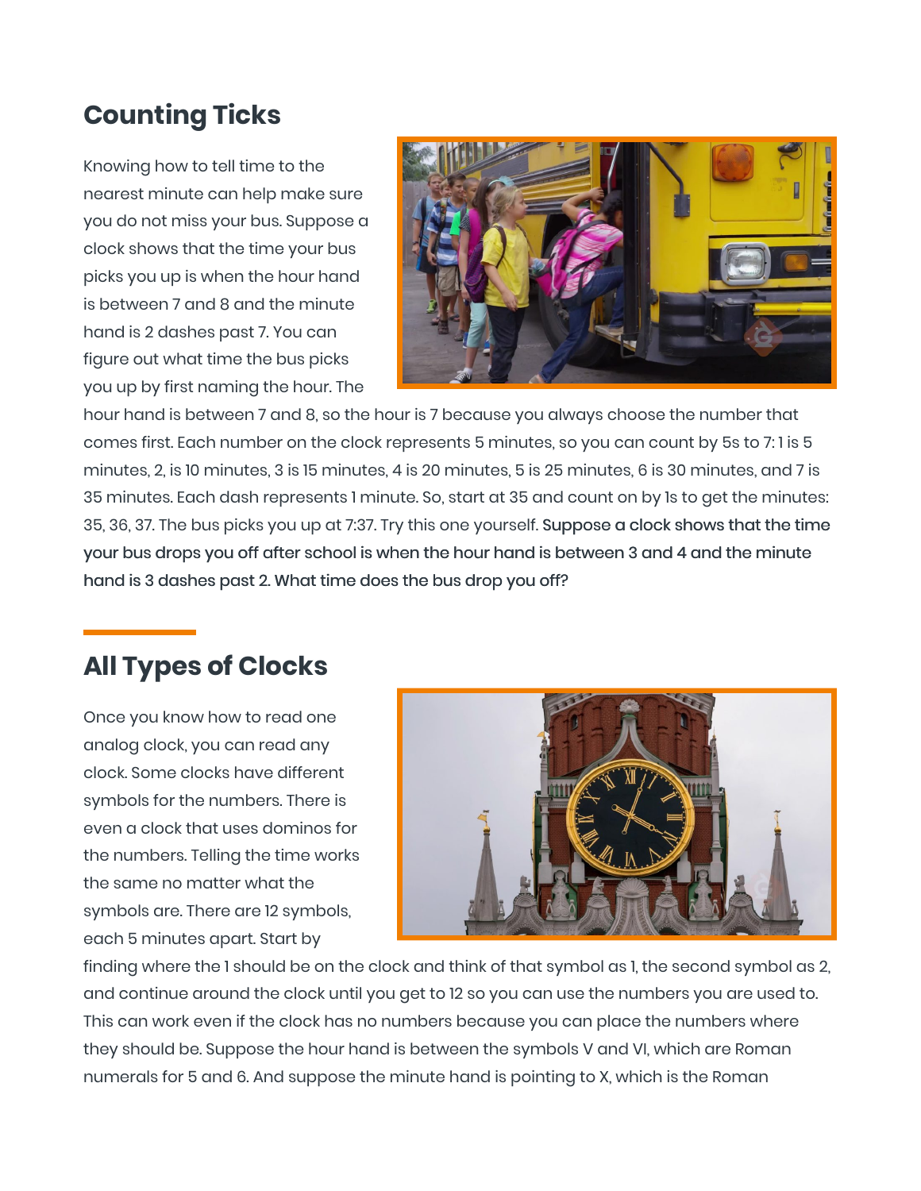## Counting Ticks

Knowing how to tell time to the nearest minute can help make sure you do not miss your bus. Suppose a clock shows that the time your bus picks you up is when the hour hand is between 7 and 8 and the minute hand is 2 dashes past 7. You can figure out what time the bus picks you up by first naming the hour. The hour hand is between 7 and 8, so the hour is 7 because you always choose the number that comes first. Each number on the clock represents 5 minutes, so you can count by 5s to 7: 1 is 5 minutes, 2, is 10 minutes, 3 is 15 minutes, 4 is 20 minutes, 5 is 25 minutes, 6 is 30 minutes, and 7 is 35 minutes. Each dash represents 1 minute. So, start at 35 and count on by 1s to get the minutes: 35, 36, 37. The bus picks you up at 7:37. Try this one yourself. Suppose a clock shows that the time your bus drops you off after school is when the hour hand is between 3 and 4 and the minute hand is 3 dashes past 2. What time does the bus drop you off?

## All Types of Clocks

Once you know how to read one analog clock, you can read any clock. Some clocks have different symbols for the numbers. There is even a clock that uses dominos for the numbers. Telling the time works the same no matter what the symbols are. There are 12 symbols, each 5 minutes apart. Start by finding where the 1 should be on the clock and think of that symbol as 1, the second symbol as 2, and continue around the clock until you get to 12 so you can use the numbers you are used to. This can work even if the clock has no numbers because you can place the numbers where they should be. Suppose the hour hand is between the symbols V and VI, which are Roman numerals for 5 and 6. And suppose the minute hand is pointing to X, which is the Roman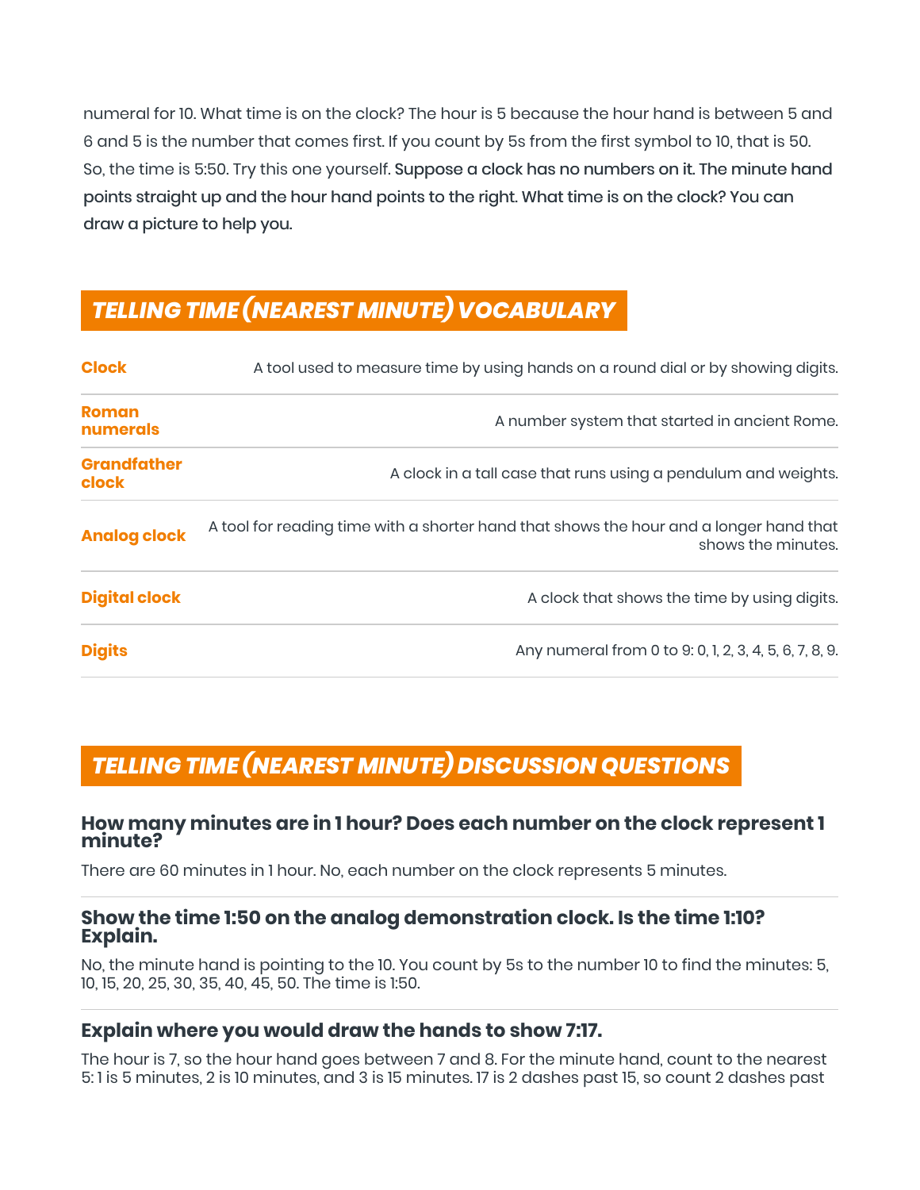numeral for 10. What time is on the clock? The hour is 5 because the hour hand is between 5 and 6 and 5 is the number that comes first. If you count by 5s from the first symbol to 10, that is 50. So, the time is 5:50. Try this one yourself. Suppose a clock has no numbers on it. The minute hand points straight up and the hour hand points to the right. What time is on the clock? You can draw a picture to help you.

## TELLING TIME (NEAREST MINUTE) VOCABULARY

| | |
|---|---|
| **Clock** | A tool used to measure time by using hands on a round dial or by showing digits. |
| **Roman numerals** | A number system that started in ancient Rome. |
| **Grandfather clock** | A clock in a tall case that runs using a pendulum and weights. |
| **Analog clock** | A tool for reading time with a shorter hand that shows the hour and a longer hand that shows the minutes. |
| **Digital clock** | A clock that shows the time by using digits. |
| **Digits** | Any numeral from 0 to 9: 0, 1, 2, 3, 4, 5, 6, 7, 8, 9. |

## TELLING TIME (NEAREST MINUTE) DISCUSSION QUESTIONS

### How many minutes are in 1 hour? Does each number on the clock represent 1 minute?

There are 60 minutes in 1 hour. No, each number on the clock represents 5 minutes.

### Show the time 1:50 on the analog demonstration clock. Is the time 1:10? Explain.

No, the minute hand is pointing to the 10. You count by 5s to the number 10 to find the minutes: 5, 10, 15, 20, 25, 30, 35, 40, 45, 50. The time is 1:50.

### Explain where you would draw the hands to show 7:17.

The hour is 7, so the hour hand goes between 7 and 8. For the minute hand, count to the nearest 5: 1 is 5 minutes, 2 is 10 minutes, and 3 is 15 minutes. 17 is 2 dashes past 15, so count 2 dashes past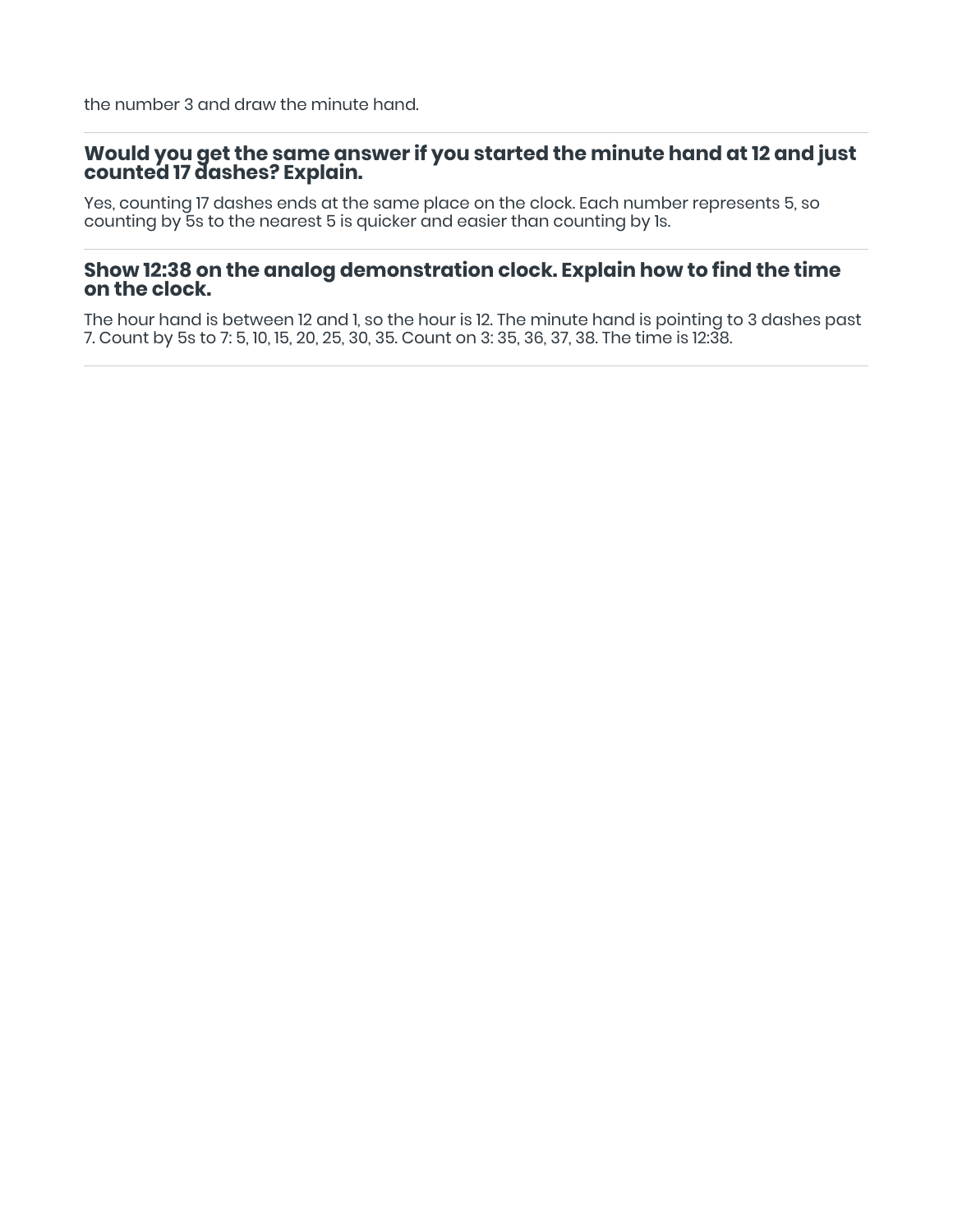the number 3 and draw the minute hand.

---

### Would you get the same answer if you started the minute hand at 12 and just counted 17 dashes? Explain.

Yes, counting 17 dashes ends at the same place on the clock. Each number represents 5, so counting by 5s to the nearest 5 is quicker and easier than counting by 1s.

---

### Show 12:38 on the analog demonstration clock. Explain how to find the time on the clock.

The hour hand is between 12 and 1, so the hour is 12. The minute hand is pointing to 3 dashes past 7. Count by 5s to 7: 5, 10, 15, 20, 25, 30, 35. Count on 3: 35, 36, 37, 38. The time is 12:38.

---